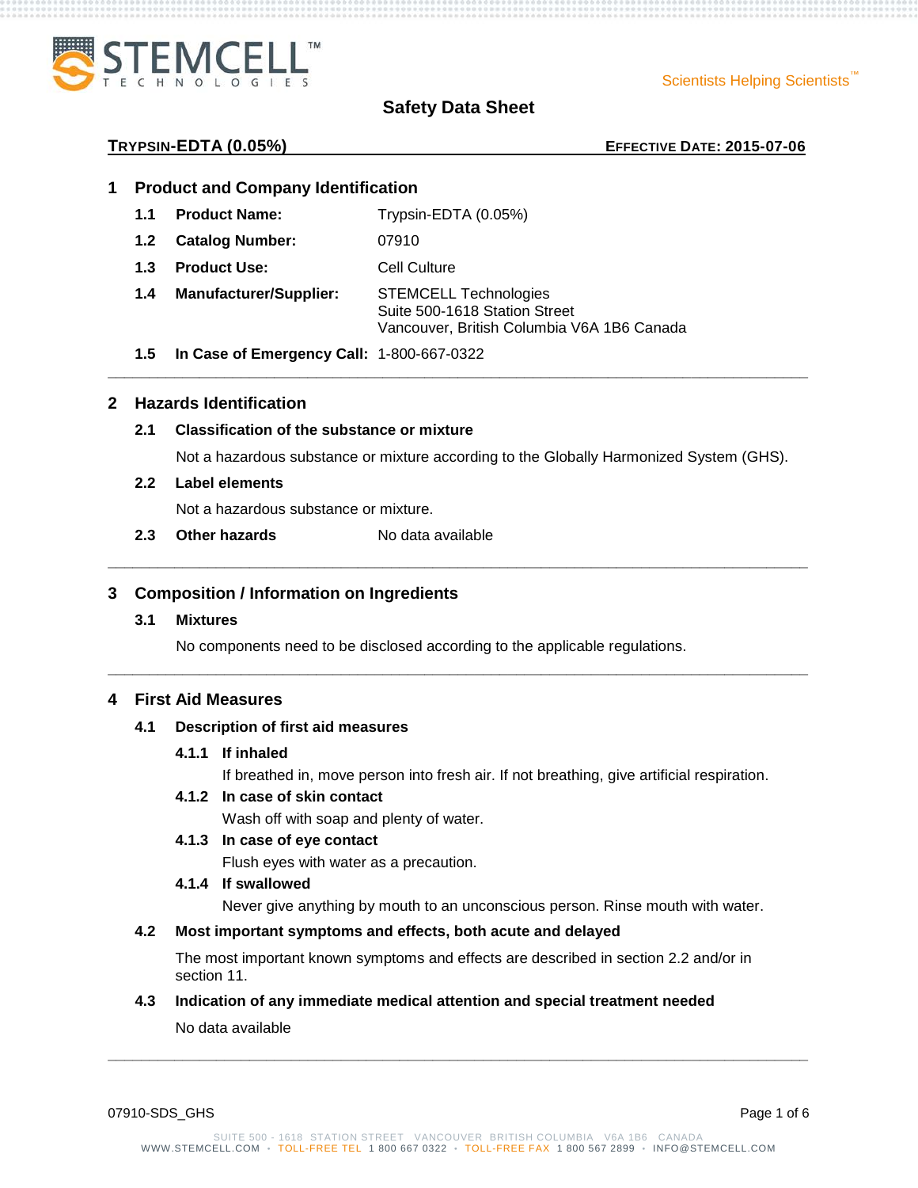# Safety Data Sheet

**TRYPSIN-EDTA (0.05%)** **EFFECTIVE DATE: 2015-07-06**

## 1 Product and Company Identification

**1.1 Product Name:** Trypsin-EDTA (0.05%)

**1.2 Catalog Number:** 07910

**1.3 Product Use:** Cell Culture

**1.4 Manufacturer/Supplier:** STEMCELL Technologies
Suite 500-1618 Station Street
Vancouver, British Columbia V6A 1B6 Canada

**1.5 In Case of Emergency Call:** 1-800-667-0322

---

## 2 Hazards Identification

### 2.1 Classification of the substance or mixture

Not a hazardous substance or mixture according to the Globally Harmonized System (GHS).

### 2.2 Label elements

Not a hazardous substance or mixture.

### 2.3 Other hazards

No data available

---

## 3 Composition / Information on Ingredients

### 3.1 Mixtures

No components need to be disclosed according to the applicable regulations.

---

## 4 First Aid Measures

### 4.1 Description of first aid measures

**4.1.1 If inhaled**

If breathed in, move person into fresh air. If not breathing, give artificial respiration.

**4.1.2 In case of skin contact**

Wash off with soap and plenty of water.

**4.1.3 In case of eye contact**

Flush eyes with water as a precaution.

**4.1.4 If swallowed**

Never give anything by mouth to an unconscious person. Rinse mouth with water.

### 4.2 Most important symptoms and effects, both acute and delayed

The most important known symptoms and effects are described in section 2.2 and/or in section 11.

### 4.3 Indication of any immediate medical attention and special treatment needed

No data available

---

07910-SDS_GHS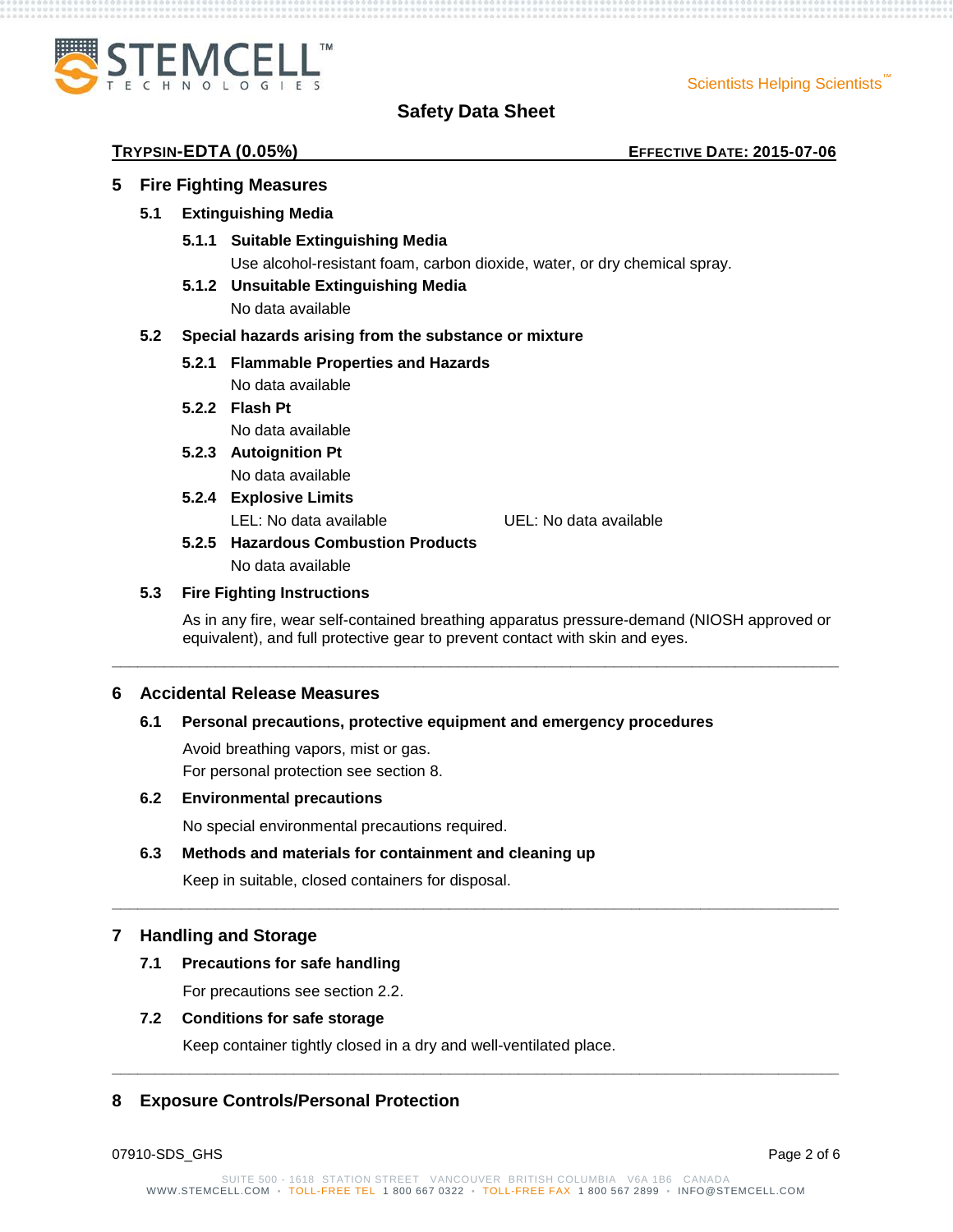## 5 Fire Fighting Measures

### 5.1 Extinguishing Media

#### 5.1.1 Suitable Extinguishing Media

Use alcohol-resistant foam, carbon dioxide, water, or dry chemical spray.

#### 5.1.2 Unsuitable Extinguishing Media

No data available

### 5.2 Special hazards arising from the substance or mixture

#### 5.2.1 Flammable Properties and Hazards

No data available

#### 5.2.2 Flash Pt

No data available

#### 5.2.3 Autoignition Pt

No data available

#### 5.2.4 Explosive Limits

LEL: No data available    UEL: No data available

#### 5.2.5 Hazardous Combustion Products

No data available

### 5.3 Fire Fighting Instructions

As in any fire, wear self-contained breathing apparatus pressure-demand (NIOSH approved or equivalent), and full protective gear to prevent contact with skin and eyes.

---

## 6 Accidental Release Measures

### 6.1 Personal precautions, protective equipment and emergency procedures

Avoid breathing vapors, mist or gas.
For personal protection see section 8.

### 6.2 Environmental precautions

No special environmental precautions required.

### 6.3 Methods and materials for containment and cleaning up

Keep in suitable, closed containers for disposal.

---

## 7 Handling and Storage

### 7.1 Precautions for safe handling

For precautions see section 2.2.

### 7.2 Conditions for safe storage

Keep container tightly closed in a dry and well-ventilated place.

---

## 8 Exposure Controls/Personal Protection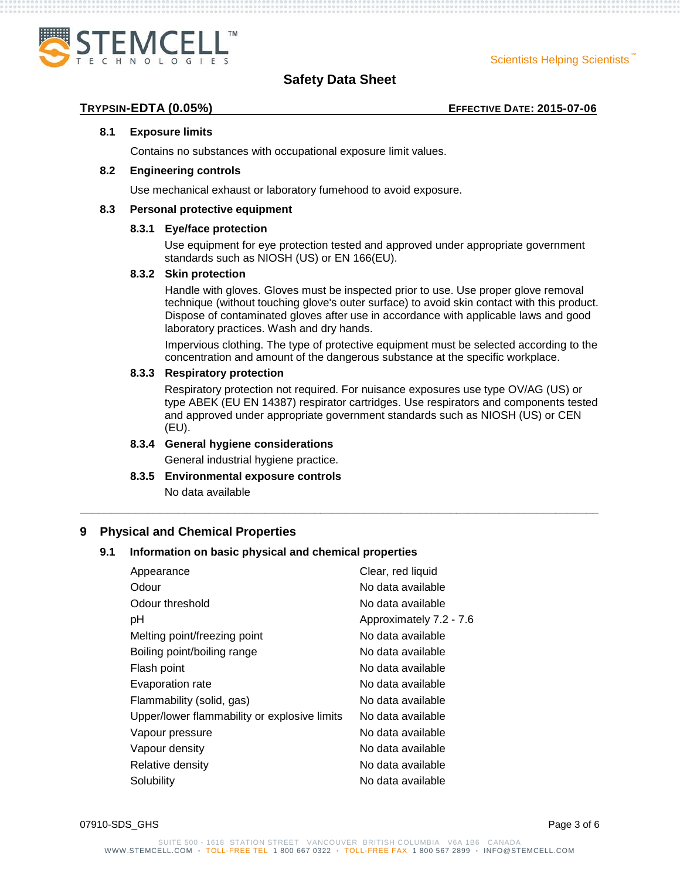### 8.1 Exposure limits

Contains no substances with occupational exposure limit values.

### 8.2 Engineering controls

Use mechanical exhaust or laboratory fumehood to avoid exposure.

### 8.3 Personal protective equipment

#### 8.3.1 Eye/face protection

Use equipment for eye protection tested and approved under appropriate government standards such as NIOSH (US) or EN 166(EU).

#### 8.3.2 Skin protection

Handle with gloves. Gloves must be inspected prior to use. Use proper glove removal technique (without touching glove's outer surface) to avoid skin contact with this product. Dispose of contaminated gloves after use in accordance with applicable laws and good laboratory practices. Wash and dry hands.

Impervious clothing. The type of protective equipment must be selected according to the concentration and amount of the dangerous substance at the specific workplace.

#### 8.3.3 Respiratory protection

Respiratory protection not required. For nuisance exposures use type OV/AG (US) or type ABEK (EU EN 14387) respirator cartridges. Use respirators and components tested and approved under appropriate government standards such as NIOSH (US) or CEN (EU).

#### 8.3.4 General hygiene considerations

General industrial hygiene practice.

#### 8.3.5 Environmental exposure controls

No data available

---

## 9 Physical and Chemical Properties

### 9.1 Information on basic physical and chemical properties

| Property | Value |
|---|---|
| Appearance | Clear, red liquid |
| Odour | No data available |
| Odour threshold | No data available |
| pH | Approximately 7.2 - 7.6 |
| Melting point/freezing point | No data available |
| Boiling point/boiling range | No data available |
| Flash point | No data available |
| Evaporation rate | No data available |
| Flammability (solid, gas) | No data available |
| Upper/lower flammability or explosive limits | No data available |
| Vapour pressure | No data available |
| Vapour density | No data available |
| Relative density | No data available |
| Solubility | No data available |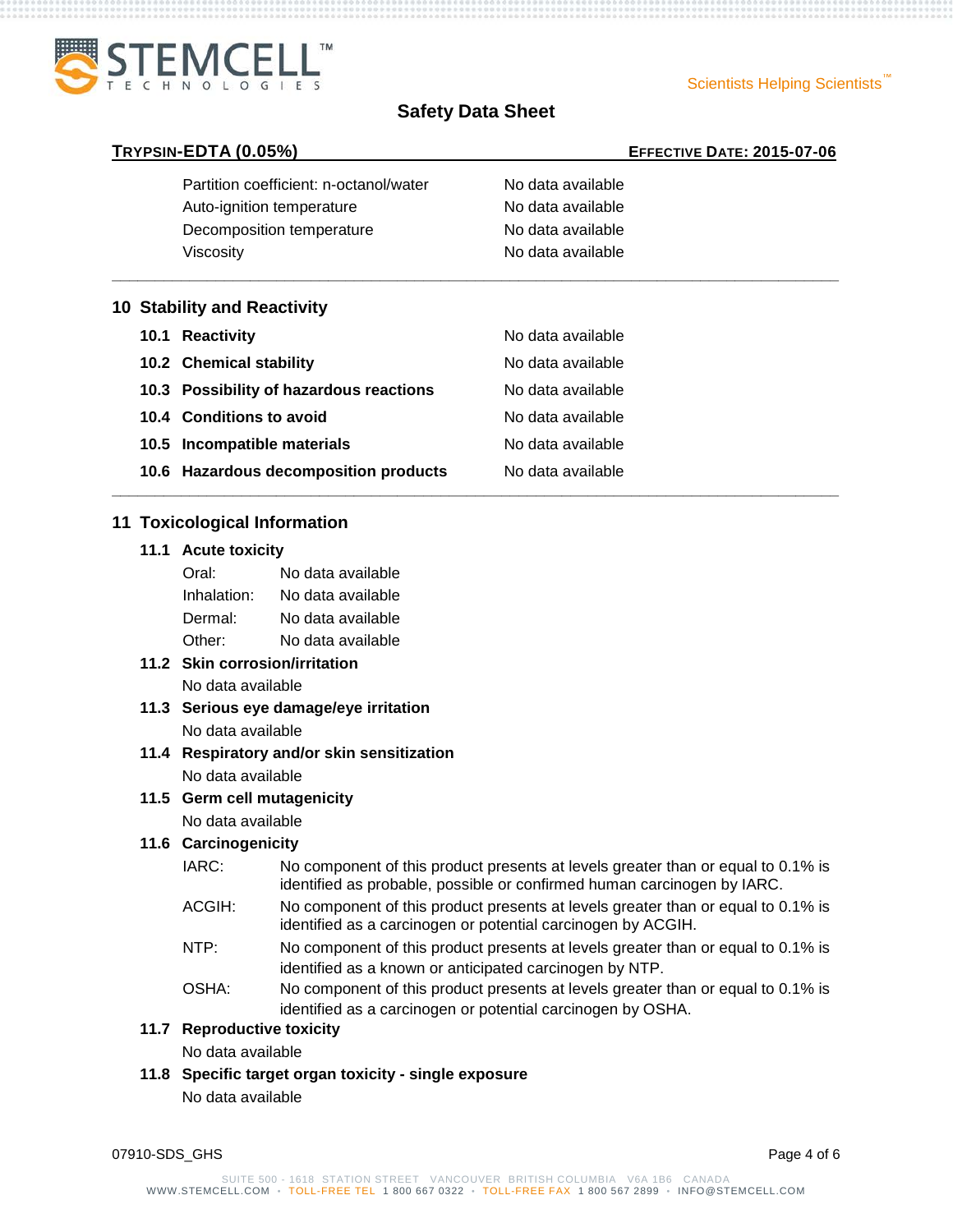| | |
|---|---|
| Partition coefficient: n-octanol/water | No data available |
| Auto-ignition temperature | No data available |
| Decomposition temperature | No data available |
| Viscosity | No data available |

## 10 Stability and Reactivity

| | |
|---|---|
| **10.1 Reactivity** | No data available |
| **10.2 Chemical stability** | No data available |
| **10.3 Possibility of hazardous reactions** | No data available |
| **10.4 Conditions to avoid** | No data available |
| **10.5 Incompatible materials** | No data available |
| **10.6 Hazardous decomposition products** | No data available |

## 11 Toxicological Information

### 11.1 Acute toxicity

| | |
|---|---|
| Oral: | No data available |
| Inhalation: | No data available |
| Dermal: | No data available |
| Other: | No data available |

### 11.2 Skin corrosion/irritation

No data available

### 11.3 Serious eye damage/eye irritation

No data available

### 11.4 Respiratory and/or skin sensitization

No data available

### 11.5 Germ cell mutagenicity

No data available

### 11.6 Carcinogenicity

| | |
|---|---|
| IARC: | No component of this product presents at levels greater than or equal to 0.1% is identified as probable, possible or confirmed human carcinogen by IARC. |
| ACGIH: | No component of this product presents at levels greater than or equal to 0.1% is identified as a carcinogen or potential carcinogen by ACGIH. |
| NTP: | No component of this product presents at levels greater than or equal to 0.1% is identified as a known or anticipated carcinogen by NTP. |
| OSHA: | No component of this product presents at levels greater than or equal to 0.1% is identified as a carcinogen or potential carcinogen by OSHA. |

### 11.7 Reproductive toxicity

No data available

### 11.8 Specific target organ toxicity - single exposure

No data available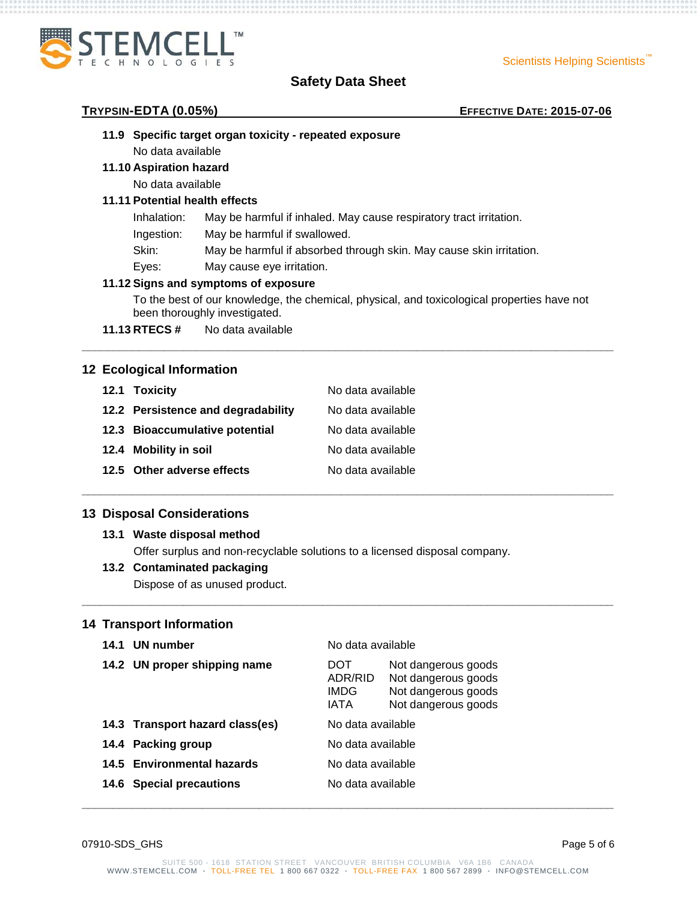### 11.9 Specific target organ toxicity - repeated exposure

No data available

### 11.10 Aspiration hazard

No data available

### 11.11 Potential health effects

| | |
|---|---|
| Inhalation: | May be harmful if inhaled. May cause respiratory tract irritation. |
| Ingestion: | May be harmful if swallowed. |
| Skin: | May be harmful if absorbed through skin. May cause skin irritation. |
| Eyes: | May cause eye irritation. |

### 11.12 Signs and symptoms of exposure

To the best of our knowledge, the chemical, physical, and toxicological properties have not been thoroughly investigated.

**11.13 RTECS #** No data available

---

## 12 Ecological Information

| | |
|---|---|
| **12.1 Toxicity** | No data available |
| **12.2 Persistence and degradability** | No data available |
| **12.3 Bioaccumulative potential** | No data available |
| **12.4 Mobility in soil** | No data available |
| **12.5 Other adverse effects** | No data available |

---

## 13 Disposal Considerations

### 13.1 Waste disposal method

Offer surplus and non-recyclable solutions to a licensed disposal company.

### 13.2 Contaminated packaging

Dispose of as unused product.

---

## 14 Transport Information

| | | |
|---|---|---|
| **14.1 UN number** | No data available | |
| **14.2 UN proper shipping name** | DOT | Not dangerous goods |
| | ADR/RID | Not dangerous goods |
| | IMDG | Not dangerous goods |
| | IATA | Not dangerous goods |
| **14.3 Transport hazard class(es)** | No data available | |
| **14.4 Packing group** | No data available | |
| **14.5 Environmental hazards** | No data available | |
| **14.6 Special precautions** | No data available | |

---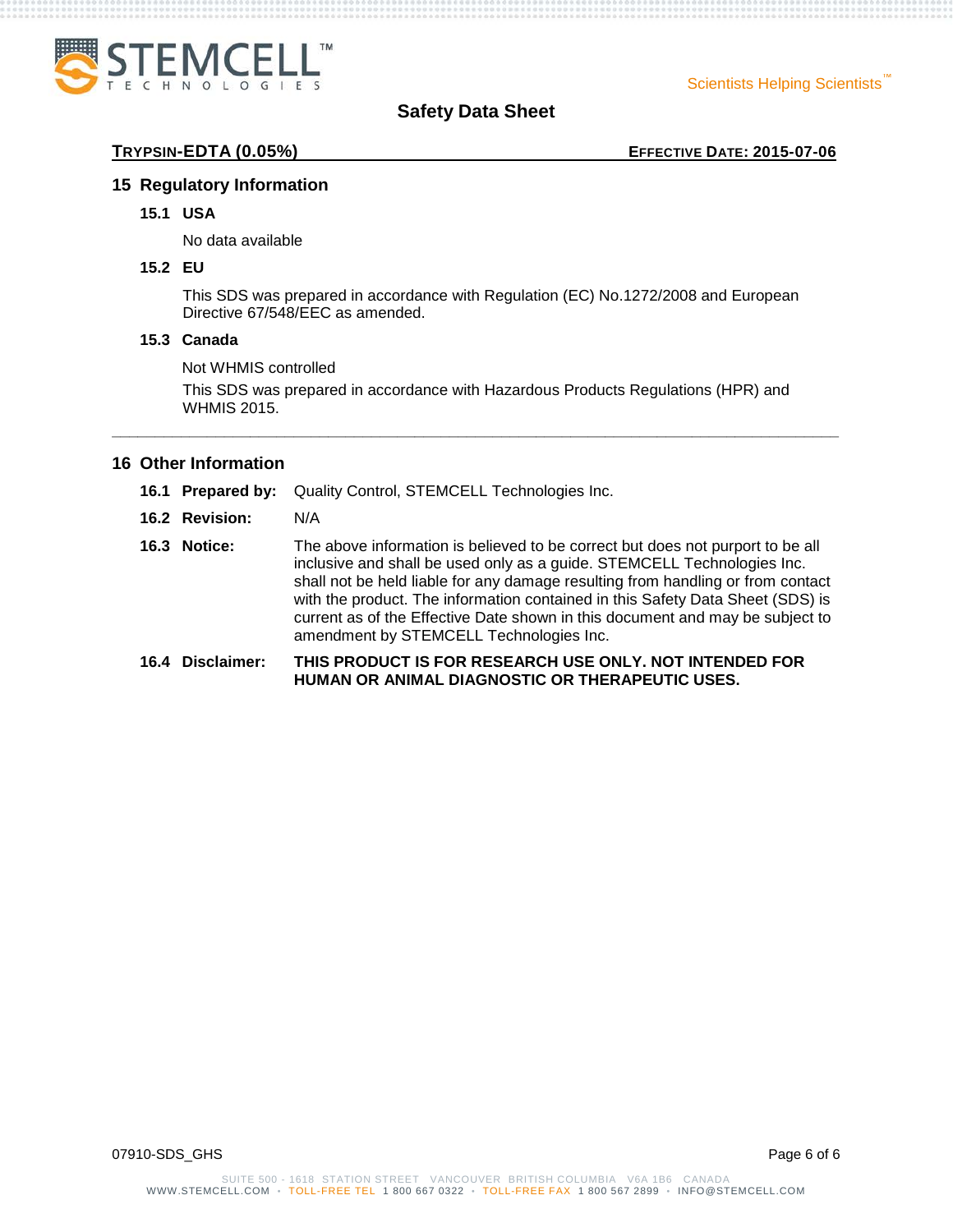## 15 Regulatory Information

### 15.1 USA

No data available

### 15.2 EU

This SDS was prepared in accordance with Regulation (EC) No.1272/2008 and European Directive 67/548/EEC as amended.

### 15.3 Canada

Not WHMIS controlled

This SDS was prepared in accordance with Hazardous Products Regulations (HPR) and WHMIS 2015.

---

## 16 Other Information

**16.1 Prepared by:** Quality Control, STEMCELL Technologies Inc.

**16.2 Revision:** N/A

**16.3 Notice:** The above information is believed to be correct but does not purport to be all inclusive and shall be used only as a guide. STEMCELL Technologies Inc. shall not be held liable for any damage resulting from handling or from contact with the product. The information contained in this Safety Data Sheet (SDS) is current as of the Effective Date shown in this document and may be subject to amendment by STEMCELL Technologies Inc.

**16.4 Disclaimer:** **THIS PRODUCT IS FOR RESEARCH USE ONLY. NOT INTENDED FOR HUMAN OR ANIMAL DIAGNOSTIC OR THERAPEUTIC USES.**